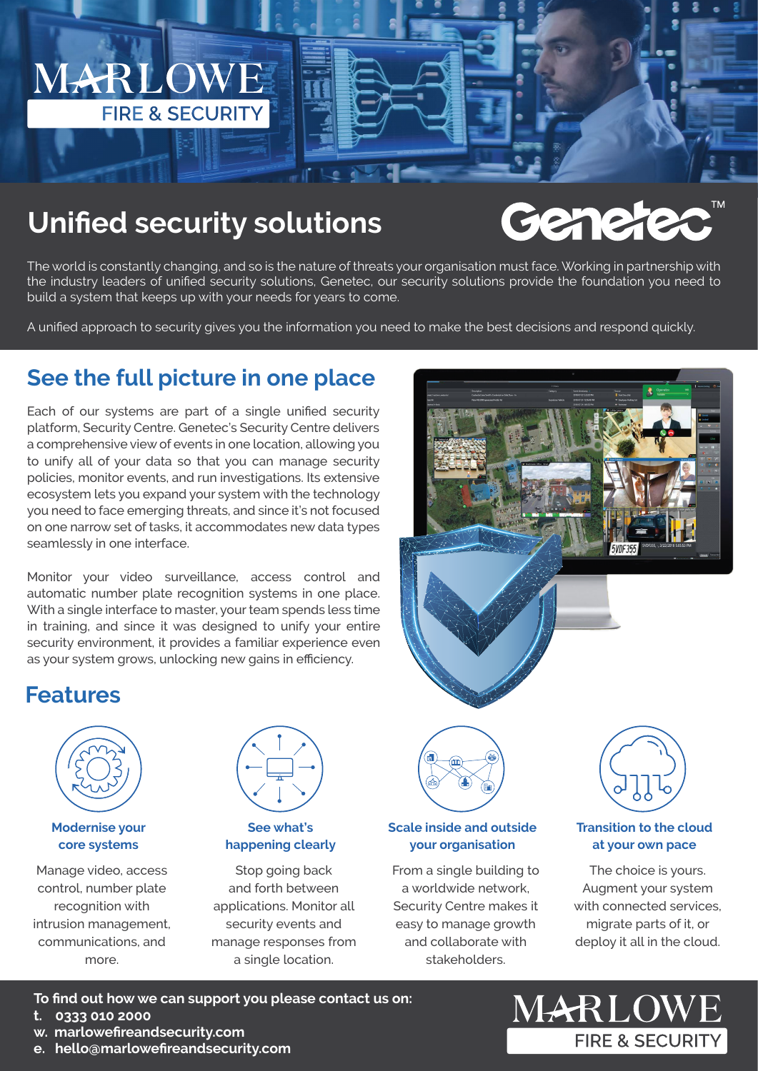MARLOWE FIRE & SECURITY

# Unified security solutions

Genetec™

The world is constantly changing, and so is the nature of threats your organisation must face. Working in partnership with the industry leaders of unified security solutions, Genetec, our security solutions provide the foundation you need to build a system that keeps up with your needs for years to come.

A unified approach to security gives you the information you need to make the best decisions and respond quickly.

## See the full picture in one place

Each of our systems are part of a single unified security platform, Security Centre. Genetec's Security Centre delivers a comprehensive view of events in one location, allowing you to unify all of your data so that you can manage security policies, monitor events, and run investigations. Its extensive ecosystem lets you expand your system with the technology you need to face emerging threats, and since it's not focused on one narrow set of tasks, it accommodates new data types seamlessly in one interface.

Monitor your video surveillance, access control and automatic number plate recognition systems in one place. With a single interface to master, your team spends less time in training, and since it was designed to unify your entire security environment, it provides a familiar experience even as your system grows, unlocking new gains in efficiency.

## Features

### Modernise your core systems

Manage video, access control, number plate recognition with intrusion management, communications, and more.

### See what's happening clearly

Stop going back and forth between applications. Monitor all security events and manage responses from a single location.

### Scale inside and outside your organisation

From a single building to a worldwide network, Security Centre makes it easy to manage growth and collaborate with stakeholders.

### Transition to the cloud at your own pace

The choice is yours. Augment your system with connected services, migrate parts of it, or deploy it all in the cloud.

**To find out how we can support you please contact us on:**

**t. 0333 010 2000**
**w. marlowefireandsecurity.com**
**e. hello@marlowefireandsecurity.com**

MARLOWE FIRE & SECURITY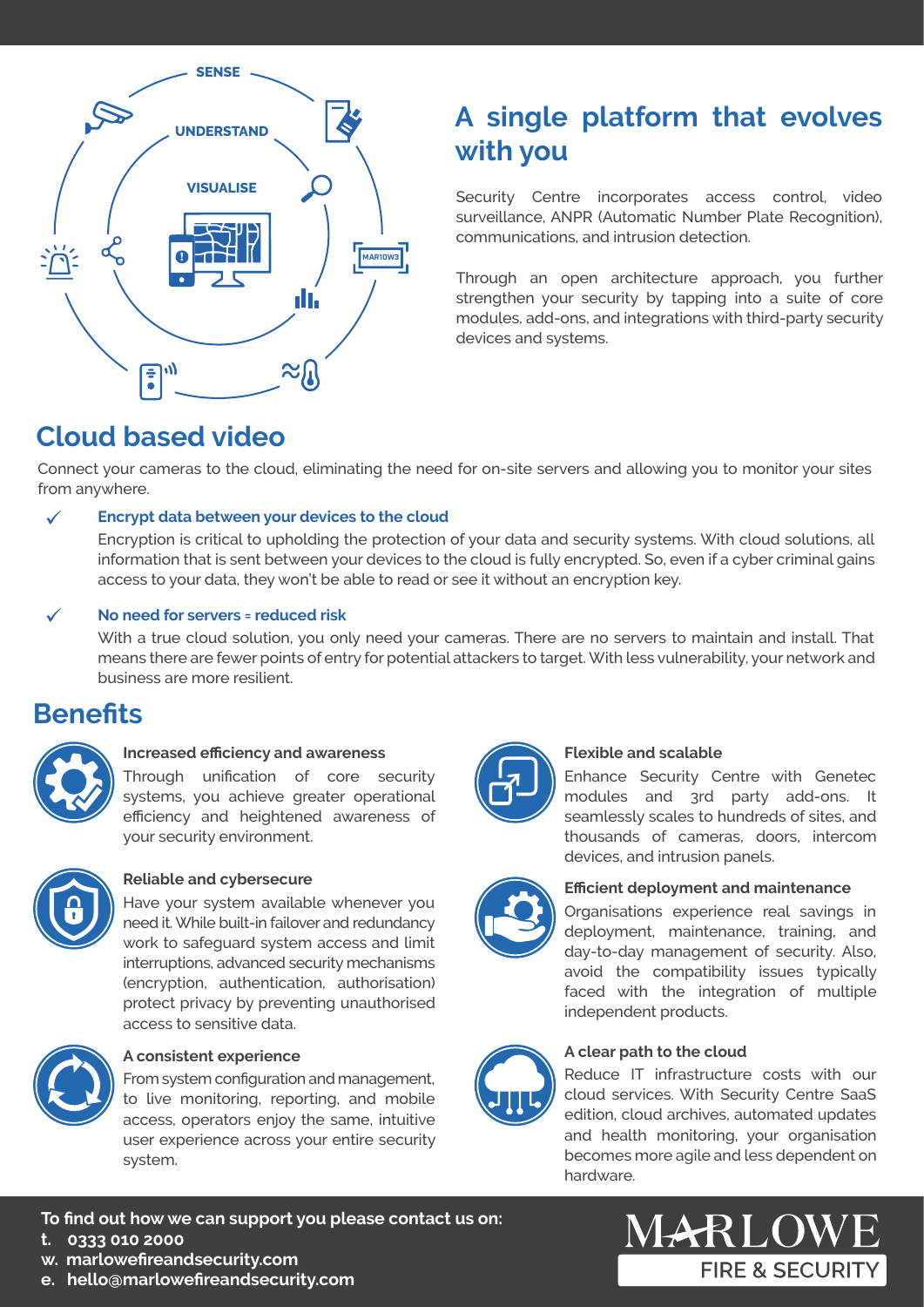SENSE

UNDERSTAND

VISUALISE

MARLOWE

## A single platform that evolves with you

Security Centre incorporates access control, video surveillance, ANPR (Automatic Number Plate Recognition), communications, and intrusion detection.

Through an open architecture approach, you further strengthen your security by tapping into a suite of core modules, add-ons, and integrations with third-party security devices and systems.

## Cloud based video

Connect your cameras to the cloud, eliminating the need for on-site servers and allowing you to monitor your sites from anywhere.

✓ **Encrypt data between your devices to the cloud**

Encryption is critical to upholding the protection of your data and security systems. With cloud solutions, all information that is sent between your devices to the cloud is fully encrypted. So, even if a cyber criminal gains access to your data, they won't be able to read or see it without an encryption key.

✓ **No need for servers = reduced risk**

With a true cloud solution, you only need your cameras. There are no servers to maintain and install. That means there are fewer points of entry for potential attackers to target. With less vulnerability, your network and business are more resilient.

## Benefits

### Increased efficiency and awareness

Through unification of core security systems, you achieve greater operational efficiency and heightened awareness of your security environment.

### Reliable and cybersecure

Have your system available whenever you need it. While built-in failover and redundancy work to safeguard system access and limit interruptions, advanced security mechanisms (encryption, authentication, authorisation) protect privacy by preventing unauthorised access to sensitive data.

### A consistent experience

From system configuration and management, to live monitoring, reporting, and mobile access, operators enjoy the same, intuitive user experience across your entire security system.

### Flexible and scalable

Enhance Security Centre with Genetec modules and 3rd party add-ons. It seamlessly scales to hundreds of sites, and thousands of cameras, doors, intercom devices, and intrusion panels.

### Efficient deployment and maintenance

Organisations experience real savings in deployment, maintenance, training, and day-to-day management of security. Also, avoid the compatibility issues typically faced with the integration of multiple independent products.

### A clear path to the cloud

Reduce IT infrastructure costs with our cloud services. With Security Centre SaaS edition, cloud archives, automated updates and health monitoring, your organisation becomes more agile and less dependent on hardware.

**To find out how we can support you please contact us on:**

**t. 0333 010 2000**

**w. marlowefireandsecurity.com**

**e. hello@marlowefireandsecurity.com**

MARLOWE FIRE & SECURITY